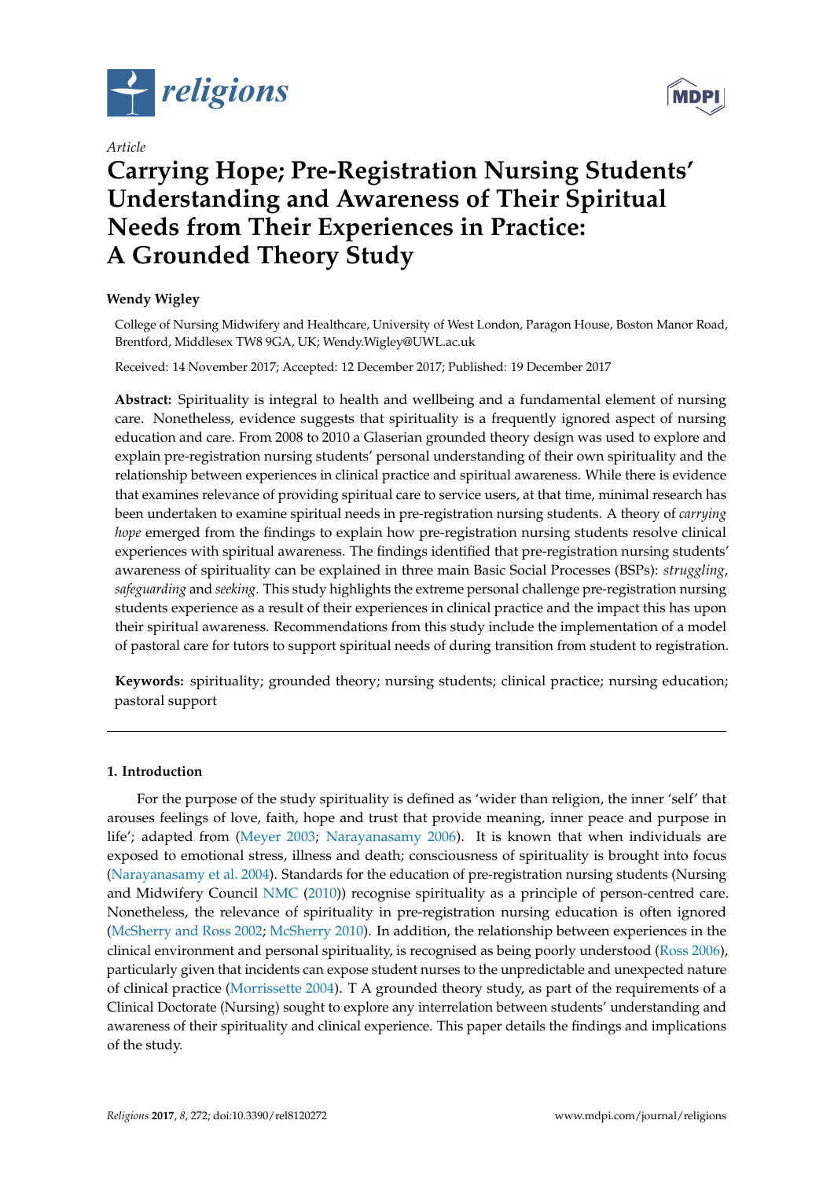*religions*

Article

# Carrying Hope; Pre-Registration Nursing Students' Understanding and Awareness of Their Spiritual Needs from Their Experiences in Practice: A Grounded Theory Study

**Wendy Wigley**

College of Nursing Midwifery and Healthcare, University of West London, Paragon House, Boston Manor Road, Brentford, Middlesex TW8 9GA, UK; Wendy.Wigley@UWL.ac.uk

Received: 14 November 2017; Accepted: 12 December 2017; Published: 19 December 2017

**Abstract:** Spirituality is integral to health and wellbeing and a fundamental element of nursing care. Nonetheless, evidence suggests that spirituality is a frequently ignored aspect of nursing education and care. From 2008 to 2010 a Glaserian grounded theory design was used to explore and explain pre-registration nursing students' personal understanding of their own spirituality and the relationship between experiences in clinical practice and spiritual awareness. While there is evidence that examines relevance of providing spiritual care to service users, at that time, minimal research has been undertaken to examine spiritual needs in pre-registration nursing students. A theory of *carrying hope* emerged from the findings to explain how pre-registration nursing students resolve clinical experiences with spiritual awareness. The findings identified that pre-registration nursing students' awareness of spirituality can be explained in three main Basic Social Processes (BSPs): *struggling*, *safeguarding* and *seeking*. This study highlights the extreme personal challenge pre-registration nursing students experience as a result of their experiences in clinical practice and the impact this has upon their spiritual awareness. Recommendations from this study include the implementation of a model of pastoral care for tutors to support spiritual needs of during transition from student to registration.

**Keywords:** spirituality; grounded theory; nursing students; clinical practice; nursing education; pastoral support

## 1. Introduction

For the purpose of the study spirituality is defined as 'wider than religion, the inner 'self' that arouses feelings of love, faith, hope and trust that provide meaning, inner peace and purpose in life'; adapted from (Meyer 2003; Narayanasamy 2006). It is known that when individuals are exposed to emotional stress, illness and death; consciousness of spirituality is brought into focus (Narayanasamy et al. 2004). Standards for the education of pre-registration nursing students (Nursing and Midwifery Council NMC (2010)) recognise spirituality as a principle of person-centred care. Nonetheless, the relevance of spirituality in pre-registration nursing education is often ignored (McSherry and Ross 2002; McSherry 2010). In addition, the relationship between experiences in the clinical environment and personal spirituality, is recognised as being poorly understood (Ross 2006), particularly given that incidents can expose student nurses to the unpredictable and unexpected nature of clinical practice (Morrissette 2004). T A grounded theory study, as part of the requirements of a Clinical Doctorate (Nursing) sought to explore any interrelation between students' understanding and awareness of their spirituality and clinical experience. This paper details the findings and implications of the study.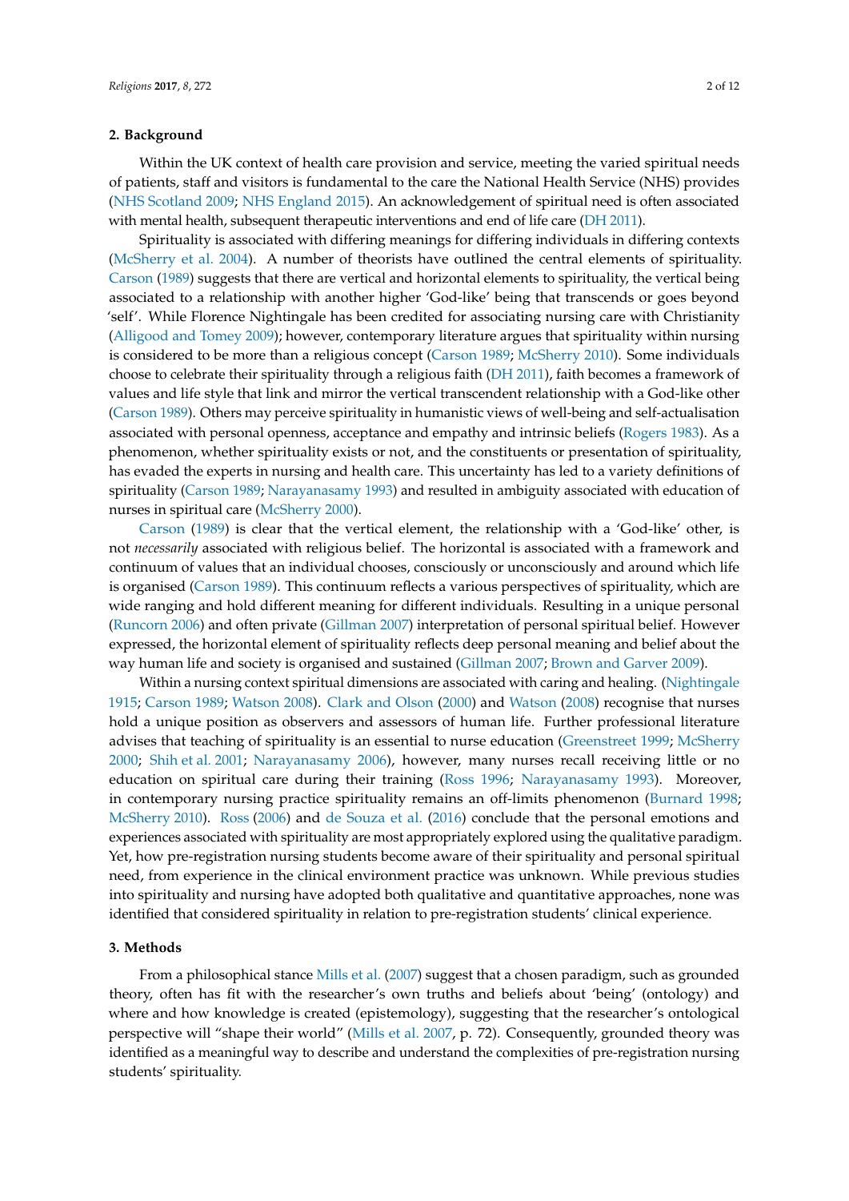## 2. Background

Within the UK context of health care provision and service, meeting the varied spiritual needs of patients, staff and visitors is fundamental to the care the National Health Service (NHS) provides (NHS Scotland 2009; NHS England 2015). An acknowledgement of spiritual need is often associated with mental health, subsequent therapeutic interventions and end of life care (DH 2011).

Spirituality is associated with differing meanings for differing individuals in differing contexts (McSherry et al. 2004). A number of theorists have outlined the central elements of spirituality. Carson (1989) suggests that there are vertical and horizontal elements to spirituality, the vertical being associated to a relationship with another higher 'God-like' being that transcends or goes beyond 'self'. While Florence Nightingale has been credited for associating nursing care with Christianity (Alligood and Tomey 2009); however, contemporary literature argues that spirituality within nursing is considered to be more than a religious concept (Carson 1989; McSherry 2010). Some individuals choose to celebrate their spirituality through a religious faith (DH 2011), faith becomes a framework of values and life style that link and mirror the vertical transcendent relationship with a God-like other (Carson 1989). Others may perceive spirituality in humanistic views of well-being and self-actualisation associated with personal openness, acceptance and empathy and intrinsic beliefs (Rogers 1983). As a phenomenon, whether spirituality exists or not, and the constituents or presentation of spirituality, has evaded the experts in nursing and health care. This uncertainty has led to a variety definitions of spirituality (Carson 1989; Narayanasamy 1993) and resulted in ambiguity associated with education of nurses in spiritual care (McSherry 2000).

Carson (1989) is clear that the vertical element, the relationship with a 'God-like' other, is not *necessarily* associated with religious belief. The horizontal is associated with a framework and continuum of values that an individual chooses, consciously or unconsciously and around which life is organised (Carson 1989). This continuum reflects a various perspectives of spirituality, which are wide ranging and hold different meaning for different individuals. Resulting in a unique personal (Runcorn 2006) and often private (Gillman 2007) interpretation of personal spiritual belief. However expressed, the horizontal element of spirituality reflects deep personal meaning and belief about the way human life and society is organised and sustained (Gillman 2007; Brown and Garver 2009).

Within a nursing context spiritual dimensions are associated with caring and healing. (Nightingale 1915; Carson 1989; Watson 2008). Clark and Olson (2000) and Watson (2008) recognise that nurses hold a unique position as observers and assessors of human life. Further professional literature advises that teaching of spirituality is an essential to nurse education (Greenstreet 1999; McSherry 2000; Shih et al. 2001; Narayanasamy 2006), however, many nurses recall receiving little or no education on spiritual care during their training (Ross 1996; Narayanasamy 1993). Moreover, in contemporary nursing practice spirituality remains an off-limits phenomenon (Burnard 1998; McSherry 2010). Ross (2006) and de Souza et al. (2016) conclude that the personal emotions and experiences associated with spirituality are most appropriately explored using the qualitative paradigm. Yet, how pre-registration nursing students become aware of their spirituality and personal spiritual need, from experience in the clinical environment practice was unknown. While previous studies into spirituality and nursing have adopted both qualitative and quantitative approaches, none was identified that considered spirituality in relation to pre-registration students' clinical experience.

## 3. Methods

From a philosophical stance Mills et al. (2007) suggest that a chosen paradigm, such as grounded theory, often has fit with the researcher's own truths and beliefs about 'being' (ontology) and where and how knowledge is created (epistemology), suggesting that the researcher's ontological perspective will "shape their world" (Mills et al. 2007, p. 72). Consequently, grounded theory was identified as a meaningful way to describe and understand the complexities of pre-registration nursing students' spirituality.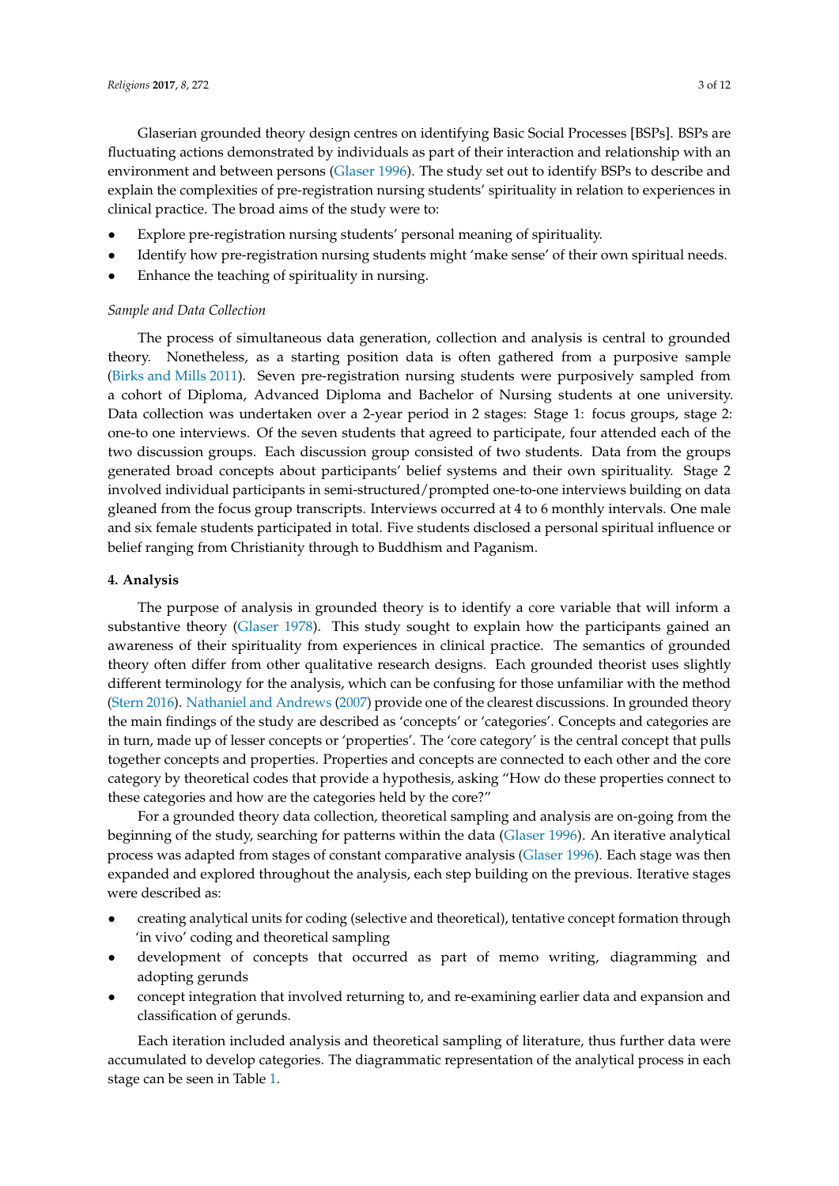Glaserian grounded theory design centres on identifying Basic Social Processes [BSPs]. BSPs are fluctuating actions demonstrated by individuals as part of their interaction and relationship with an environment and between persons (Glaser 1996). The study set out to identify BSPs to describe and explain the complexities of pre-registration nursing students' spirituality in relation to experiences in clinical practice. The broad aims of the study were to:

- Explore pre-registration nursing students' personal meaning of spirituality.
- Identify how pre-registration nursing students might 'make sense' of their own spiritual needs.
- Enhance the teaching of spirituality in nursing.

*Sample and Data Collection*

The process of simultaneous data generation, collection and analysis is central to grounded theory. Nonetheless, as a starting position data is often gathered from a purposive sample (Birks and Mills 2011). Seven pre-registration nursing students were purposively sampled from a cohort of Diploma, Advanced Diploma and Bachelor of Nursing students at one university. Data collection was undertaken over a 2-year period in 2 stages: Stage 1: focus groups, stage 2: one-to one interviews. Of the seven students that agreed to participate, four attended each of the two discussion groups. Each discussion group consisted of two students. Data from the groups generated broad concepts about participants' belief systems and their own spirituality. Stage 2 involved individual participants in semi-structured/prompted one-to-one interviews building on data gleaned from the focus group transcripts. Interviews occurred at 4 to 6 monthly intervals. One male and six female students participated in total. Five students disclosed a personal spiritual influence or belief ranging from Christianity through to Buddhism and Paganism.

## 4. Analysis

The purpose of analysis in grounded theory is to identify a core variable that will inform a substantive theory (Glaser 1978). This study sought to explain how the participants gained an awareness of their spirituality from experiences in clinical practice. The semantics of grounded theory often differ from other qualitative research designs. Each grounded theorist uses slightly different terminology for the analysis, which can be confusing for those unfamiliar with the method (Stern 2016). Nathaniel and Andrews (2007) provide one of the clearest discussions. In grounded theory the main findings of the study are described as 'concepts' or 'categories'. Concepts and categories are in turn, made up of lesser concepts or 'properties'. The 'core category' is the central concept that pulls together concepts and properties. Properties and concepts are connected to each other and the core category by theoretical codes that provide a hypothesis, asking "How do these properties connect to these categories and how are the categories held by the core?"

For a grounded theory data collection, theoretical sampling and analysis are on-going from the beginning of the study, searching for patterns within the data (Glaser 1996). An iterative analytical process was adapted from stages of constant comparative analysis (Glaser 1996). Each stage was then expanded and explored throughout the analysis, each step building on the previous. Iterative stages were described as:

- creating analytical units for coding (selective and theoretical), tentative concept formation through 'in vivo' coding and theoretical sampling
- development of concepts that occurred as part of memo writing, diagramming and adopting gerunds
- concept integration that involved returning to, and re-examining earlier data and expansion and classification of gerunds.

Each iteration included analysis and theoretical sampling of literature, thus further data were accumulated to develop categories. The diagrammatic representation of the analytical process in each stage can be seen in Table 1.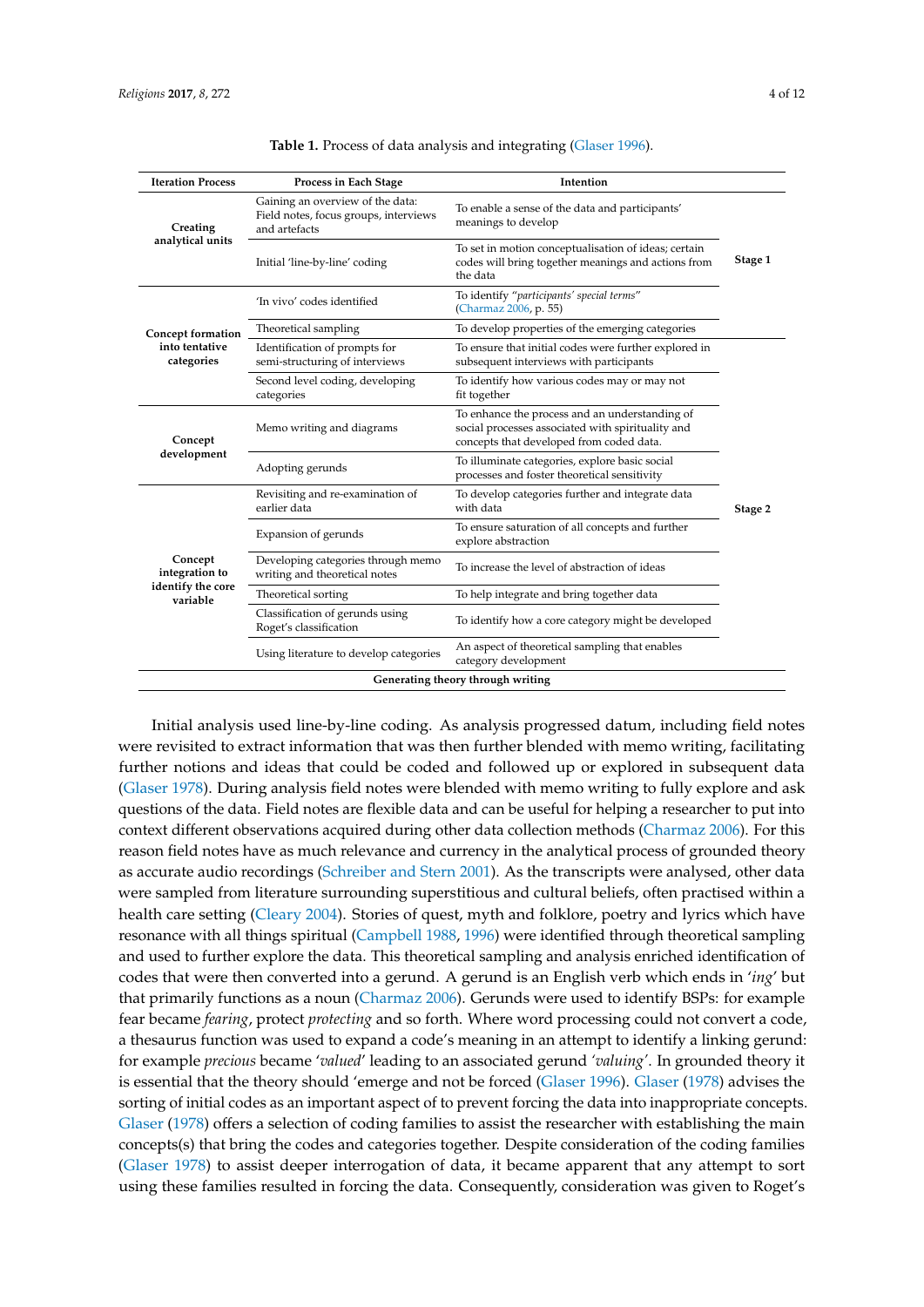**Table 1.** Process of data analysis and integrating (Glaser 1996).

| Iteration Process | Process in Each Stage | Intention | |
|---|---|---|---|
| **Creating analytical units** | Gaining an overview of the data: Field notes, focus groups, interviews and artefacts | To enable a sense of the data and participants' meanings to develop | **Stage 1** |
| | Initial 'line-by-line' coding | To set in motion conceptualisation of ideas; certain codes will bring together meanings and actions from the data | |
| **Concept formation into tentative categories** | 'In vivo' codes identified | To identify "*participants' special terms*" (Charmaz 2006, p. 55) | |
| | Theoretical sampling | To develop properties of the emerging categories | |
| | Identification of prompts for semi-structuring of interviews | To ensure that initial codes were further explored in subsequent interviews with participants | **Stage 2** |
| | Second level coding, developing categories | To identify how various codes may or may not fit together | |
| **Concept development** | Memo writing and diagrams | To enhance the process and an understanding of social processes associated with spirituality and concepts that developed from coded data. | |
| | Adopting gerunds | To illuminate categories, explore basic social processes and foster theoretical sensitivity | |
| **Concept integration to identify the core variable** | Revisiting and re-examination of earlier data | To develop categories further and integrate data with data | |
| | Expansion of gerunds | To ensure saturation of all concepts and further explore abstraction | |
| | Developing categories through memo writing and theoretical notes | To increase the level of abstraction of ideas | |
| | Theoretical sorting | To help integrate and bring together data | |
| | Classification of gerunds using Roget's classification | To identify how a core category might be developed | |
| | Using literature to develop categories | An aspect of theoretical sampling that enables category development | |
| **Generating theory through writing** | | | |

Initial analysis used line-by-line coding. As analysis progressed datum, including field notes were revisited to extract information that was then further blended with memo writing, facilitating further notions and ideas that could be coded and followed up or explored in subsequent data (Glaser 1978). During analysis field notes were blended with memo writing to fully explore and ask questions of the data. Field notes are flexible data and can be useful for helping a researcher to put into context different observations acquired during other data collection methods (Charmaz 2006). For this reason field notes have as much relevance and currency in the analytical process of grounded theory as accurate audio recordings (Schreiber and Stern 2001). As the transcripts were analysed, other data were sampled from literature surrounding superstitious and cultural beliefs, often practised within a health care setting (Cleary 2004). Stories of quest, myth and folklore, poetry and lyrics which have resonance with all things spiritual (Campbell 1988, 1996) were identified through theoretical sampling and used to further explore the data. This theoretical sampling and analysis enriched identification of codes that were then converted into a gerund. A gerund is an English verb which ends in '*ing*' but that primarily functions as a noun (Charmaz 2006). Gerunds were used to identify BSPs: for example fear became *fearing*, protect *protecting* and so forth. Where word processing could not convert a code, a thesaurus function was used to expand a code's meaning in an attempt to identify a linking gerund: for example *precious* became '*valued*' leading to an associated gerund '*valuing*'. In grounded theory it is essential that the theory should 'emerge and not be forced (Glaser 1996). Glaser (1978) advises the sorting of initial codes as an important aspect of to prevent forcing the data into inappropriate concepts. Glaser (1978) offers a selection of coding families to assist the researcher with establishing the main concepts(s) that bring the codes and categories together. Despite consideration of the coding families (Glaser 1978) to assist deeper interrogation of data, it became apparent that any attempt to sort using these families resulted in forcing the data. Consequently, consideration was given to Roget's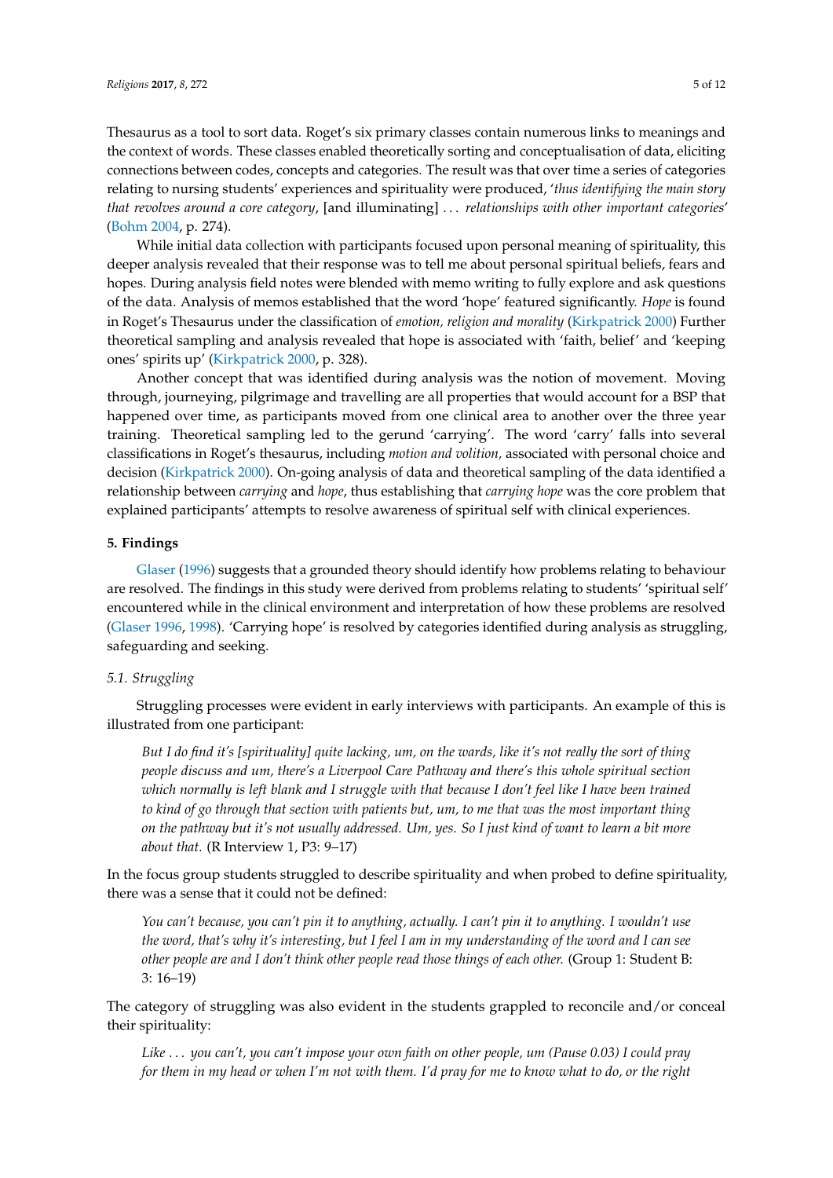Thesaurus as a tool to sort data. Roget's six primary classes contain numerous links to meanings and the context of words. These classes enabled theoretically sorting and conceptualisation of data, eliciting connections between codes, concepts and categories. The result was that over time a series of categories relating to nursing students' experiences and spirituality were produced, '*thus identifying the main story that revolves around a core category*, [and illuminating] ... *relationships with other important categories*' (Bohm 2004, p. 274).

While initial data collection with participants focused upon personal meaning of spirituality, this deeper analysis revealed that their response was to tell me about personal spiritual beliefs, fears and hopes. During analysis field notes were blended with memo writing to fully explore and ask questions of the data. Analysis of memos established that the word 'hope' featured significantly. *Hope* is found in Roget's Thesaurus under the classification of *emotion, religion and morality* (Kirkpatrick 2000) Further theoretical sampling and analysis revealed that hope is associated with 'faith, belief' and 'keeping ones' spirits up' (Kirkpatrick 2000, p. 328).

Another concept that was identified during analysis was the notion of movement. Moving through, journeying, pilgrimage and travelling are all properties that would account for a BSP that happened over time, as participants moved from one clinical area to another over the three year training. Theoretical sampling led to the gerund 'carrying'. The word 'carry' falls into several classifications in Roget's thesaurus, including *motion and volition,* associated with personal choice and decision (Kirkpatrick 2000). On-going analysis of data and theoretical sampling of the data identified a relationship between *carrying* and *hope*, thus establishing that *carrying hope* was the core problem that explained participants' attempts to resolve awareness of spiritual self with clinical experiences.

## 5. Findings

Glaser (1996) suggests that a grounded theory should identify how problems relating to behaviour are resolved. The findings in this study were derived from problems relating to students' 'spiritual self' encountered while in the clinical environment and interpretation of how these problems are resolved (Glaser 1996, 1998). 'Carrying hope' is resolved by categories identified during analysis as struggling, safeguarding and seeking.

### *5.1. Struggling*

Struggling processes were evident in early interviews with participants. An example of this is illustrated from one participant:

> *But I do find it's [spirituality] quite lacking, um, on the wards, like it's not really the sort of thing people discuss and um, there's a Liverpool Care Pathway and there's this whole spiritual section which normally is left blank and I struggle with that because I don't feel like I have been trained to kind of go through that section with patients but, um, to me that was the most important thing on the pathway but it's not usually addressed. Um, yes. So I just kind of want to learn a bit more about that.* (R Interview 1, P3: 9–17)

In the focus group students struggled to describe spirituality and when probed to define spirituality, there was a sense that it could not be defined:

> *You can't because, you can't pin it to anything, actually. I can't pin it to anything. I wouldn't use the word, that's why it's interesting, but I feel I am in my understanding of the word and I can see other people are and I don't think other people read those things of each other.* (Group 1: Student B: 3: 16–19)

The category of struggling was also evident in the students grappled to reconcile and/or conceal their spirituality:

> *Like ... you can't, you can't impose your own faith on other people, um (Pause 0.03) I could pray for them in my head or when I'm not with them. I'd pray for me to know what to do, or the right*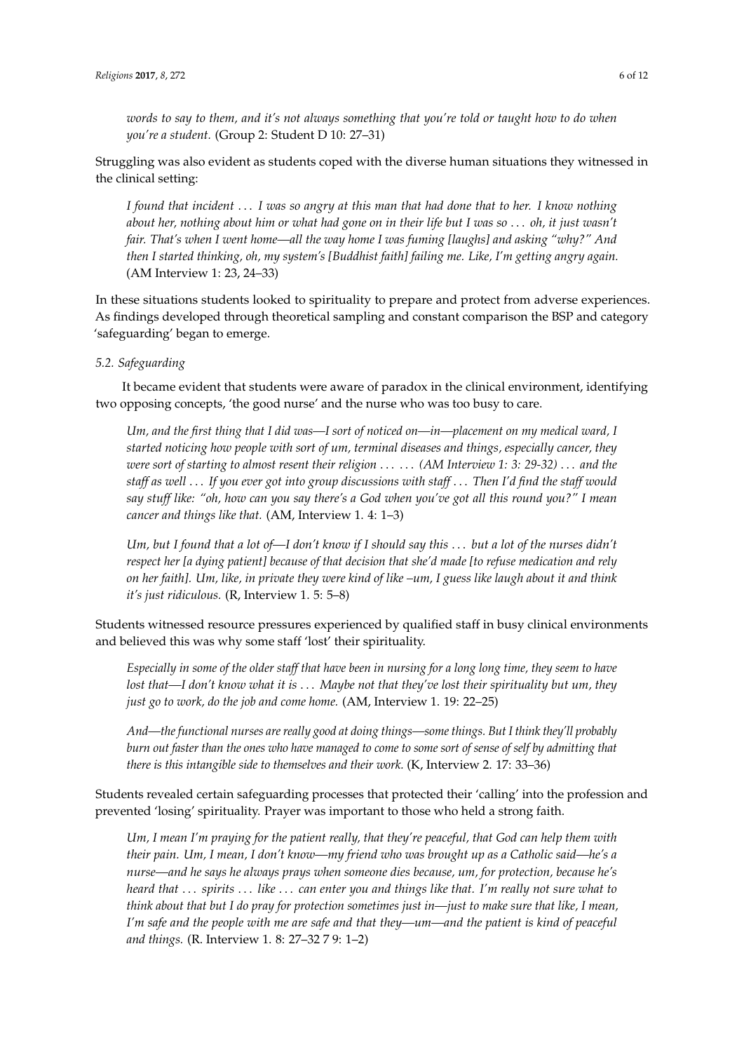*words to say to them, and it's not always something that you're told or taught how to do when you're a student.* (Group 2: Student D 10: 27–31)

Struggling was also evident as students coped with the diverse human situations they witnessed in the clinical setting:

> *I found that incident ... I was so angry at this man that had done that to her. I know nothing about her, nothing about him or what had gone on in their life but I was so ... oh, it just wasn't fair. That's when I went home—all the way home I was fuming [laughs] and asking "why?" And then I started thinking, oh, my system's [Buddhist faith] failing me. Like, I'm getting angry again.* (AM Interview 1: 23, 24–33)

In these situations students looked to spirituality to prepare and protect from adverse experiences. As findings developed through theoretical sampling and constant comparison the BSP and category 'safeguarding' began to emerge.

### *5.2. Safeguarding*

It became evident that students were aware of paradox in the clinical environment, identifying two opposing concepts, 'the good nurse' and the nurse who was too busy to care.

> *Um, and the first thing that I did was—I sort of noticed on—in—placement on my medical ward, I started noticing how people with sort of um, terminal diseases and things, especially cancer, they were sort of starting to almost resent their religion ... ... (AM Interview 1: 3: 29-32) ... and the staff as well ... If you ever got into group discussions with staff ... Then I'd find the staff would say stuff like: "oh, how can you say there's a God when you've got all this round you?" I mean cancer and things like that.* (AM, Interview 1. 4: 1–3)

> *Um, but I found that a lot of—I don't know if I should say this ... but a lot of the nurses didn't respect her [a dying patient] because of that decision that she'd made [to refuse medication and rely on her faith]. Um, like, in private they were kind of like –um, I guess like laugh about it and think it's just ridiculous.* (R, Interview 1. 5: 5–8)

Students witnessed resource pressures experienced by qualified staff in busy clinical environments and believed this was why some staff 'lost' their spirituality.

> *Especially in some of the older staff that have been in nursing for a long long time, they seem to have lost that—I don't know what it is ... Maybe not that they've lost their spirituality but um, they just go to work, do the job and come home.* (AM, Interview 1. 19: 22–25)

> *And—the functional nurses are really good at doing things—some things. But I think they'll probably burn out faster than the ones who have managed to come to some sort of sense of self by admitting that there is this intangible side to themselves and their work.* (K, Interview 2. 17: 33–36)

Students revealed certain safeguarding processes that protected their 'calling' into the profession and prevented 'losing' spirituality. Prayer was important to those who held a strong faith.

> *Um, I mean I'm praying for the patient really, that they're peaceful, that God can help them with their pain. Um, I mean, I don't know—my friend who was brought up as a Catholic said—he's a nurse—and he says he always prays when someone dies because, um, for protection, because he's heard that ... spirits ... like ... can enter you and things like that. I'm really not sure what to think about that but I do pray for protection sometimes just in—just to make sure that like, I mean, I'm safe and the people with me are safe and that they—um—and the patient is kind of peaceful and things.* (R. Interview 1. 8: 27–32 7 9: 1–2)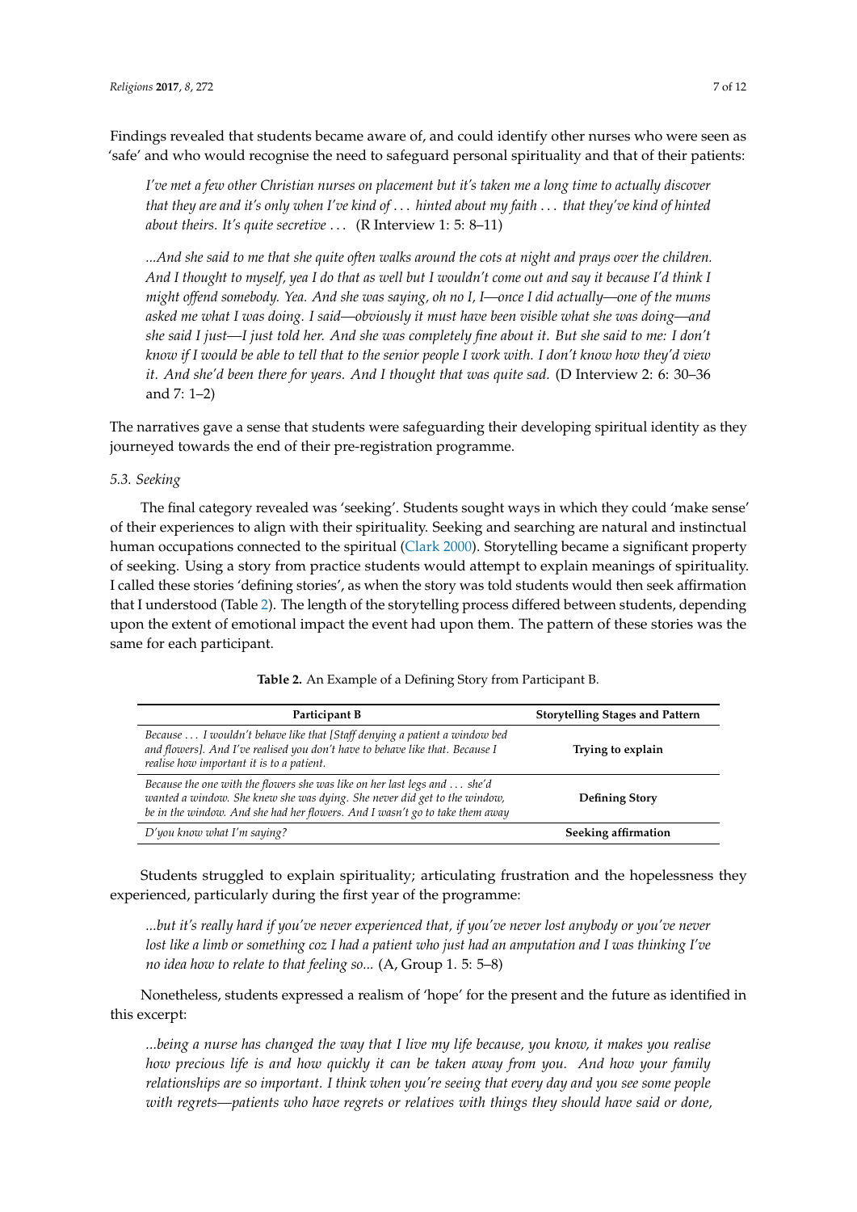Findings revealed that students became aware of, and could identify other nurses who were seen as 'safe' and who would recognise the need to safeguard personal spirituality and that of their patients:

> *I've met a few other Christian nurses on placement but it's taken me a long time to actually discover that they are and it's only when I've kind of . . . hinted about my faith . . . that they've kind of hinted about theirs. It's quite secretive . . .* (R Interview 1: 5: 8–11)

> *...And she said to me that she quite often walks around the cots at night and prays over the children. And I thought to myself, yea I do that as well but I wouldn't come out and say it because I'd think I might offend somebody. Yea. And she was saying, oh no I, I—once I did actually—one of the mums asked me what I was doing. I said—obviously it must have been visible what she was doing—and she said I just—I just told her. And she was completely fine about it. But she said to me: I don't know if I would be able to tell that to the senior people I work with. I don't know how they'd view it. And she'd been there for years. And I thought that was quite sad.* (D Interview 2: 6: 30–36 and 7: 1–2)

The narratives gave a sense that students were safeguarding their developing spiritual identity as they journeyed towards the end of their pre-registration programme.

### *5.3. Seeking*

The final category revealed was 'seeking'. Students sought ways in which they could 'make sense' of their experiences to align with their spirituality. Seeking and searching are natural and instinctual human occupations connected to the spiritual (Clark 2000). Storytelling became a significant property of seeking. Using a story from practice students would attempt to explain meanings of spirituality. I called these stories 'defining stories', as when the story was told students would then seek affirmation that I understood (Table 2). The length of the storytelling process differed between students, depending upon the extent of emotional impact the event had upon them. The pattern of these stories was the same for each participant.

**Table 2.** An Example of a Defining Story from Participant B.

| Participant B | Storytelling Stages and Pattern |
|---|---|
| *Because . . . I wouldn't behave like that [Staff denying a patient a window bed and flowers]. And I've realised you don't have to behave like that. Because I realise how important it is to a patient.* | **Trying to explain** |
| *Because the one with the flowers she was like on her last legs and . . . she'd wanted a window. She knew she was dying. She never did get to the window, be in the window. And she had her flowers. And I wasn't go to take them away* | **Defining Story** |
| *D'you know what I'm saying?* | **Seeking affirmation** |

Students struggled to explain spirituality; articulating frustration and the hopelessness they experienced, particularly during the first year of the programme:

> *...but it's really hard if you've never experienced that, if you've never lost anybody or you've never lost like a limb or something coz I had a patient who just had an amputation and I was thinking I've no idea how to relate to that feeling so...* (A, Group 1. 5: 5–8)

Nonetheless, students expressed a realism of 'hope' for the present and the future as identified in this excerpt:

> *...being a nurse has changed the way that I live my life because, you know, it makes you realise how precious life is and how quickly it can be taken away from you. And how your family relationships are so important. I think when you're seeing that every day and you see some people with regrets—patients who have regrets or relatives with things they should have said or done,*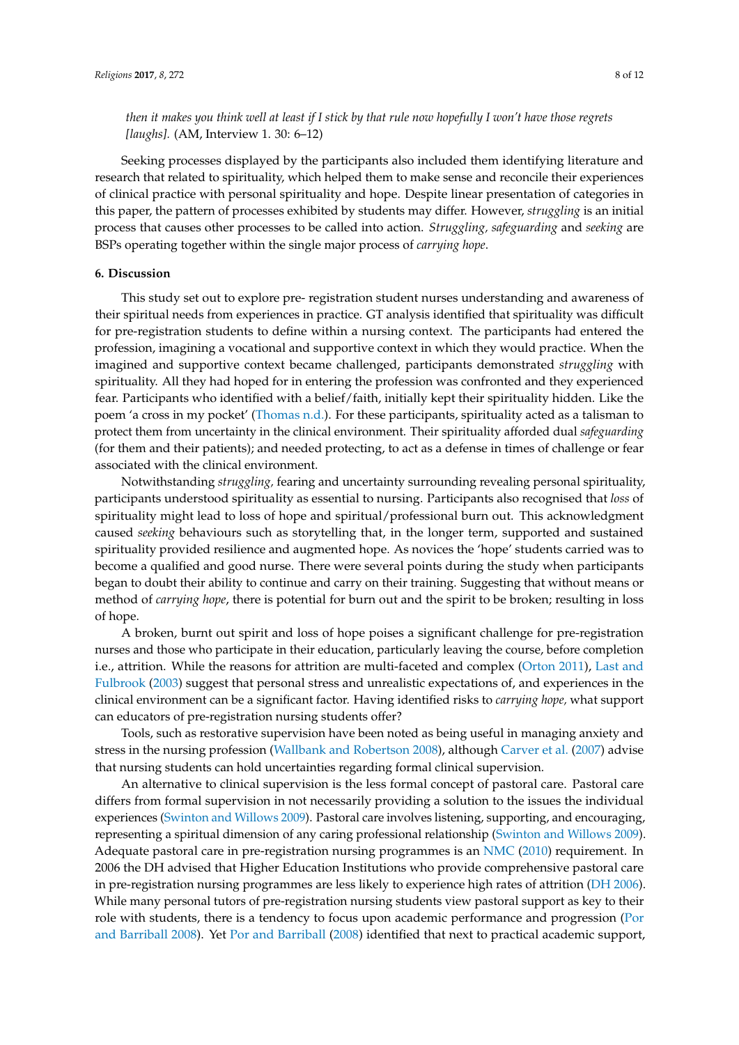*then it makes you think well at least if I stick by that rule now hopefully I won't have those regrets [laughs].* (AM, Interview 1. 30: 6–12)

Seeking processes displayed by the participants also included them identifying literature and research that related to spirituality, which helped them to make sense and reconcile their experiences of clinical practice with personal spirituality and hope. Despite linear presentation of categories in this paper, the pattern of processes exhibited by students may differ. However, *struggling* is an initial process that causes other processes to be called into action. *Struggling, safeguarding* and *seeking* are BSPs operating together within the single major process of *carrying hope*.

## 6. Discussion

This study set out to explore pre- registration student nurses understanding and awareness of their spiritual needs from experiences in practice. GT analysis identified that spirituality was difficult for pre-registration students to define within a nursing context. The participants had entered the profession, imagining a vocational and supportive context in which they would practice. When the imagined and supportive context became challenged, participants demonstrated *struggling* with spirituality. All they had hoped for in entering the profession was confronted and they experienced fear. Participants who identified with a belief/faith, initially kept their spirituality hidden. Like the poem 'a cross in my pocket' (Thomas n.d.). For these participants, spirituality acted as a talisman to protect them from uncertainty in the clinical environment. Their spirituality afforded dual *safeguarding* (for them and their patients); and needed protecting, to act as a defense in times of challenge or fear associated with the clinical environment.

Notwithstanding *struggling,* fearing and uncertainty surrounding revealing personal spirituality, participants understood spirituality as essential to nursing. Participants also recognised that *loss* of spirituality might lead to loss of hope and spiritual/professional burn out. This acknowledgment caused *seeking* behaviours such as storytelling that, in the longer term, supported and sustained spirituality provided resilience and augmented hope. As novices the 'hope' students carried was to become a qualified and good nurse. There were several points during the study when participants began to doubt their ability to continue and carry on their training. Suggesting that without means or method of *carrying hope*, there is potential for burn out and the spirit to be broken; resulting in loss of hope.

A broken, burnt out spirit and loss of hope poises a significant challenge for pre-registration nurses and those who participate in their education, particularly leaving the course, before completion i.e., attrition. While the reasons for attrition are multi-faceted and complex (Orton 2011), Last and Fulbrook (2003) suggest that personal stress and unrealistic expectations of, and experiences in the clinical environment can be a significant factor. Having identified risks to *carrying hope,* what support can educators of pre-registration nursing students offer?

Tools, such as restorative supervision have been noted as being useful in managing anxiety and stress in the nursing profession (Wallbank and Robertson 2008), although Carver et al. (2007) advise that nursing students can hold uncertainties regarding formal clinical supervision.

An alternative to clinical supervision is the less formal concept of pastoral care. Pastoral care differs from formal supervision in not necessarily providing a solution to the issues the individual experiences (Swinton and Willows 2009). Pastoral care involves listening, supporting, and encouraging, representing a spiritual dimension of any caring professional relationship (Swinton and Willows 2009). Adequate pastoral care in pre-registration nursing programmes is an NMC (2010) requirement. In 2006 the DH advised that Higher Education Institutions who provide comprehensive pastoral care in pre-registration nursing programmes are less likely to experience high rates of attrition (DH 2006). While many personal tutors of pre-registration nursing students view pastoral support as key to their role with students, there is a tendency to focus upon academic performance and progression (Por and Barriball 2008). Yet Por and Barriball (2008) identified that next to practical academic support,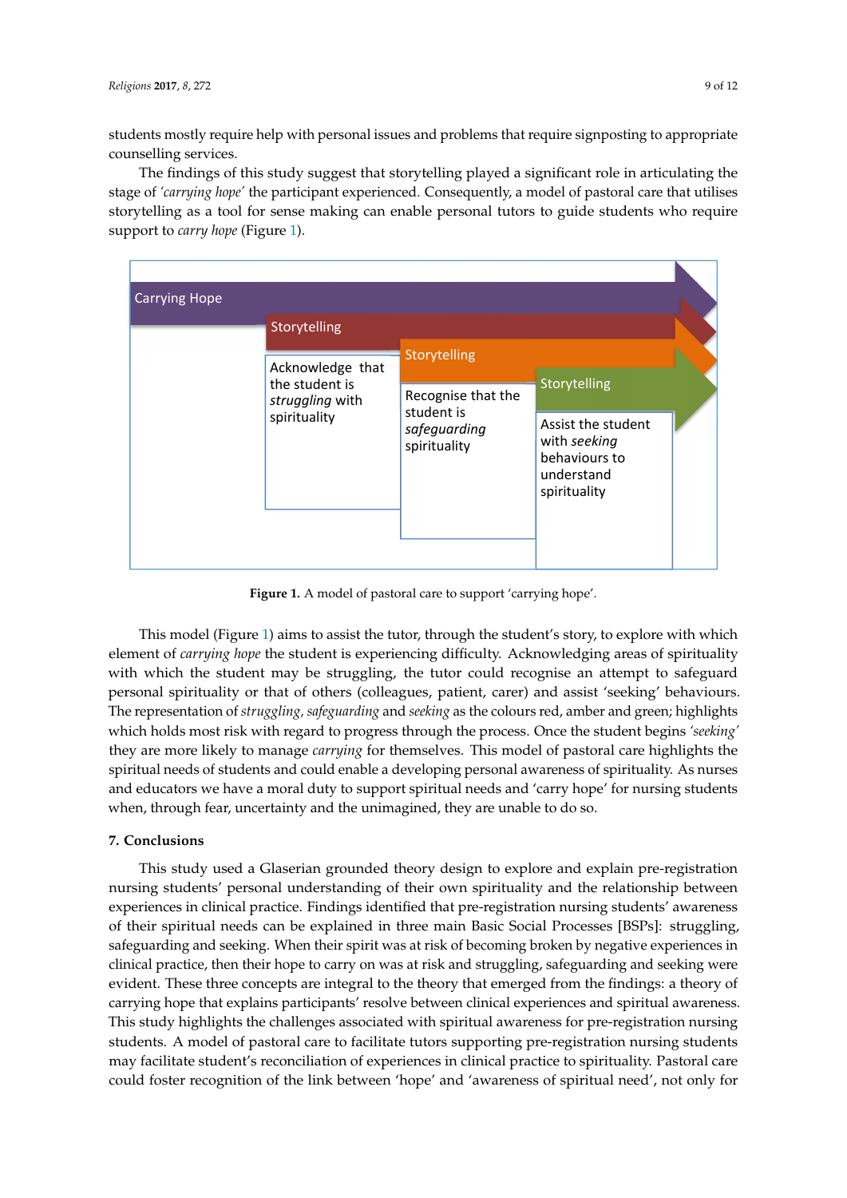students mostly require help with personal issues and problems that require signposting to appropriate counselling services.

The findings of this study suggest that storytelling played a significant role in articulating the stage of *'carrying hope'* the participant experienced. Consequently, a model of pastoral care that utilises storytelling as a tool for sense making can enable personal tutors to guide students who require support to *carry hope* (Figure 1).

Carrying Hope

Storytelling

Acknowledge that the student is *struggling* with spirituality

Storytelling

Recognise that the student is *safeguarding* spirituality

Storytelling

Assist the student with *seeking* behaviours to understand spirituality

**Figure 1.** A model of pastoral care to support 'carrying hope'.

This model (Figure 1) aims to assist the tutor, through the student's story, to explore with which element of *carrying hope* the student is experiencing difficulty. Acknowledging areas of spirituality with which the student may be struggling, the tutor could recognise an attempt to safeguard personal spirituality or that of others (colleagues, patient, carer) and assist 'seeking' behaviours. The representation of *struggling*, *safeguarding* and *seeking* as the colours red, amber and green; highlights which holds most risk with regard to progress through the process. Once the student begins *'seeking'* they are more likely to manage *carrying* for themselves. This model of pastoral care highlights the spiritual needs of students and could enable a developing personal awareness of spirituality. As nurses and educators we have a moral duty to support spiritual needs and 'carry hope' for nursing students when, through fear, uncertainty and the unimagined, they are unable to do so.

## 7. Conclusions

This study used a Glaserian grounded theory design to explore and explain pre-registration nursing students' personal understanding of their own spirituality and the relationship between experiences in clinical practice. Findings identified that pre-registration nursing students' awareness of their spiritual needs can be explained in three main Basic Social Processes [BSPs]: struggling, safeguarding and seeking. When their spirit was at risk of becoming broken by negative experiences in clinical practice, then their hope to carry on was at risk and struggling, safeguarding and seeking were evident. These three concepts are integral to the theory that emerged from the findings: a theory of carrying hope that explains participants' resolve between clinical experiences and spiritual awareness. This study highlights the challenges associated with spiritual awareness for pre-registration nursing students. A model of pastoral care to facilitate tutors supporting pre-registration nursing students may facilitate student's reconciliation of experiences in clinical practice to spirituality. Pastoral care could foster recognition of the link between 'hope' and 'awareness of spiritual need', not only for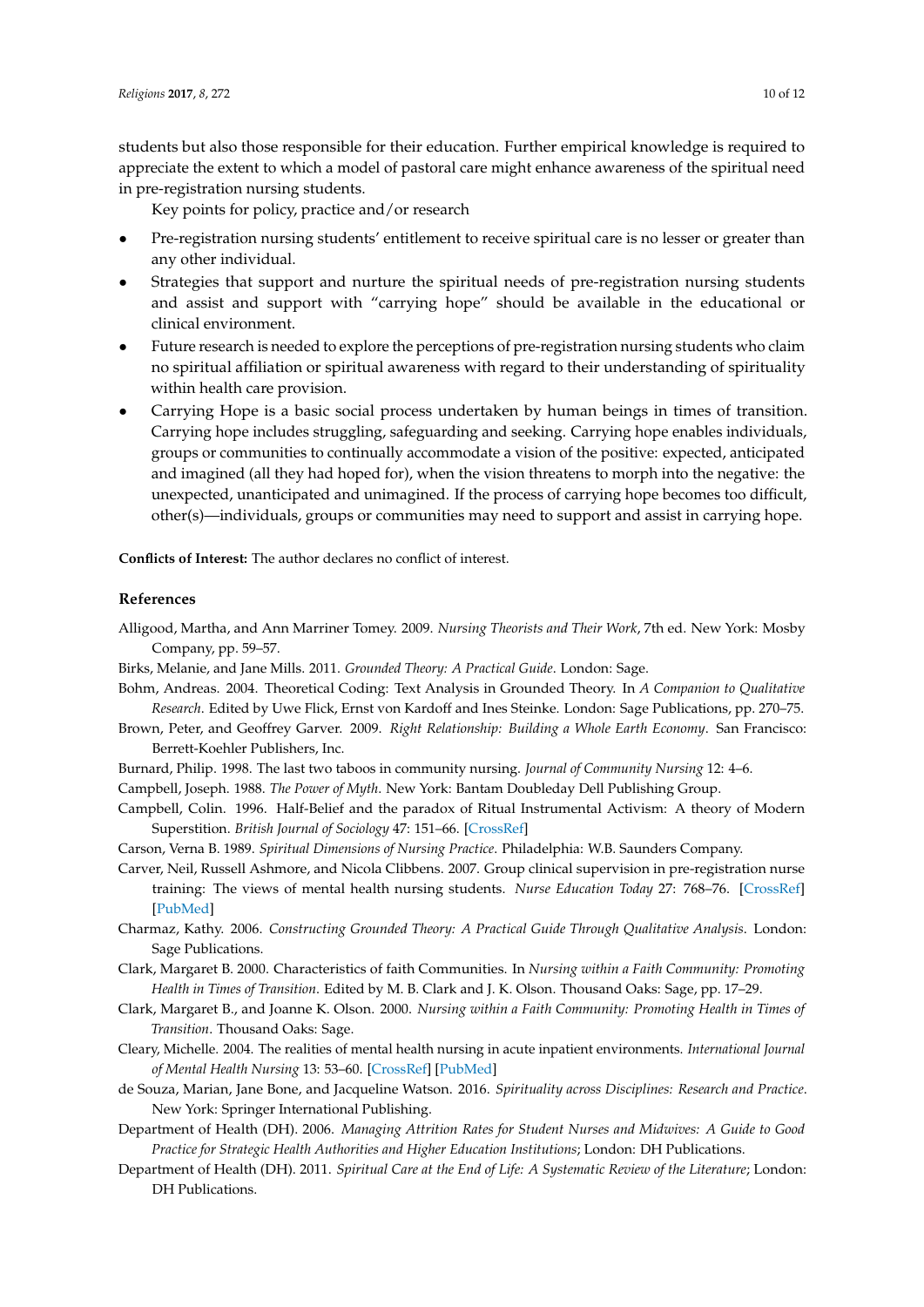students but also those responsible for their education. Further empirical knowledge is required to appreciate the extent to which a model of pastoral care might enhance awareness of the spiritual need in pre-registration nursing students.

Key points for policy, practice and/or research

- Pre-registration nursing students' entitlement to receive spiritual care is no lesser or greater than any other individual.
- Strategies that support and nurture the spiritual needs of pre-registration nursing students and assist and support with "carrying hope" should be available in the educational or clinical environment.
- Future research is needed to explore the perceptions of pre-registration nursing students who claim no spiritual affiliation or spiritual awareness with regard to their understanding of spirituality within health care provision.
- Carrying Hope is a basic social process undertaken by human beings in times of transition. Carrying hope includes struggling, safeguarding and seeking. Carrying hope enables individuals, groups or communities to continually accommodate a vision of the positive: expected, anticipated and imagined (all they had hoped for), when the vision threatens to morph into the negative: the unexpected, unanticipated and unimagined. If the process of carrying hope becomes too difficult, other(s)—individuals, groups or communities may need to support and assist in carrying hope.

**Conflicts of Interest:** The author declares no conflict of interest.

## References

Alligood, Martha, and Ann Marriner Tomey. 2009. *Nursing Theorists and Their Work*, 7th ed. New York: Mosby Company, pp. 59–57.

Birks, Melanie, and Jane Mills. 2011. *Grounded Theory: A Practical Guide*. London: Sage.

Bohm, Andreas. 2004. Theoretical Coding: Text Analysis in Grounded Theory. In *A Companion to Qualitative Research*. Edited by Uwe Flick, Ernst von Kardoff and Ines Steinke. London: Sage Publications, pp. 270–75.

Brown, Peter, and Geoffrey Garver. 2009. *Right Relationship: Building a Whole Earth Economy*. San Francisco: Berrett-Koehler Publishers, Inc.

Burnard, Philip. 1998. The last two taboos in community nursing. *Journal of Community Nursing* 12: 4–6.

Campbell, Joseph. 1988. *The Power of Myth*. New York: Bantam Doubleday Dell Publishing Group.

Campbell, Colin. 1996. Half-Belief and the paradox of Ritual Instrumental Activism: A theory of Modern Superstition. *British Journal of Sociology* 47: 151–66. [CrossRef]

Carson, Verna B. 1989. *Spiritual Dimensions of Nursing Practice*. Philadelphia: W.B. Saunders Company.

Carver, Neil, Russell Ashmore, and Nicola Clibbens. 2007. Group clinical supervision in pre-registration nurse training: The views of mental health nursing students. *Nurse Education Today* 27: 768–76. [CrossRef] [PubMed]

Charmaz, Kathy. 2006. *Constructing Grounded Theory: A Practical Guide Through Qualitative Analysis*. London: Sage Publications.

Clark, Margaret B. 2000. Characteristics of faith Communities. In *Nursing within a Faith Community: Promoting Health in Times of Transition*. Edited by M. B. Clark and J. K. Olson. Thousand Oaks: Sage, pp. 17–29.

Clark, Margaret B., and Joanne K. Olson. 2000. *Nursing within a Faith Community: Promoting Health in Times of Transition*. Thousand Oaks: Sage.

Cleary, Michelle. 2004. The realities of mental health nursing in acute inpatient environments. *International Journal of Mental Health Nursing* 13: 53–60. [CrossRef] [PubMed]

de Souza, Marian, Jane Bone, and Jacqueline Watson. 2016. *Spirituality across Disciplines: Research and Practice*. New York: Springer International Publishing.

Department of Health (DH). 2006. *Managing Attrition Rates for Student Nurses and Midwives: A Guide to Good Practice for Strategic Health Authorities and Higher Education Institutions*; London: DH Publications.

Department of Health (DH). 2011. *Spiritual Care at the End of Life: A Systematic Review of the Literature*; London: DH Publications.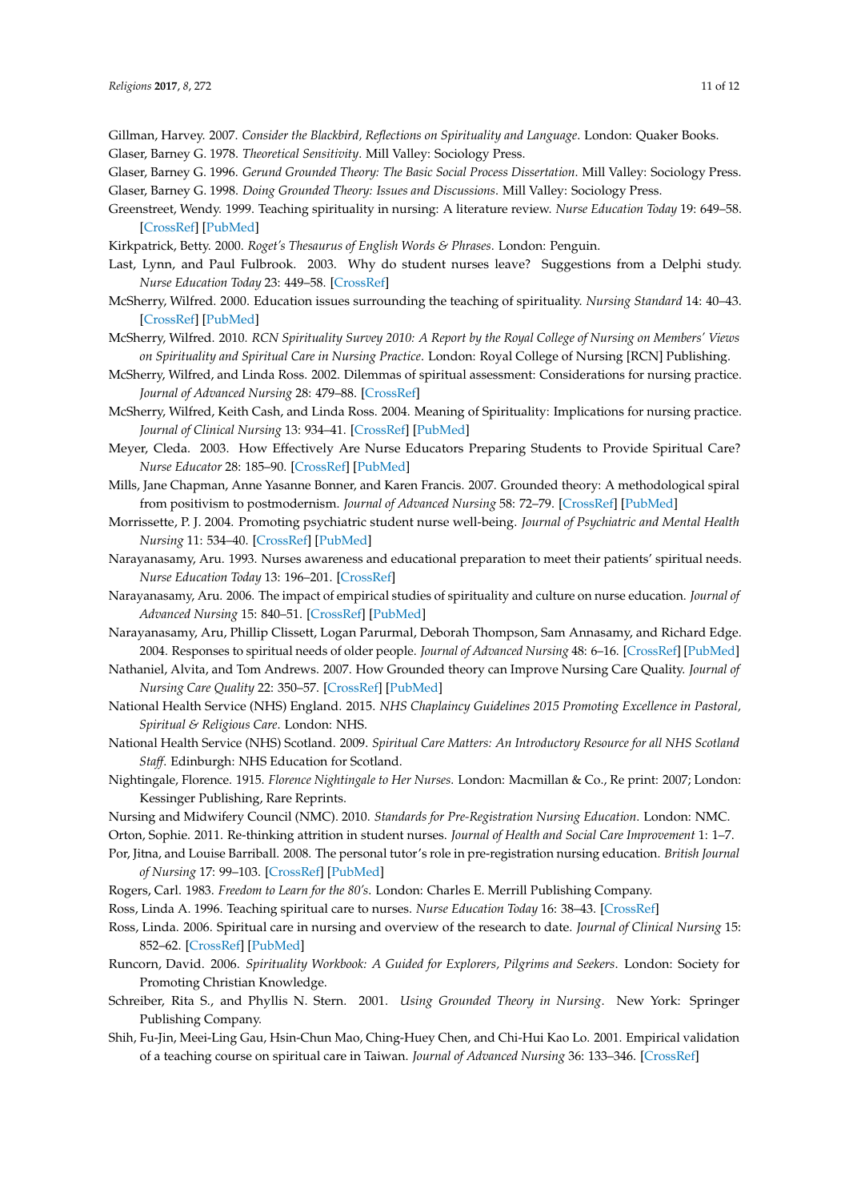Gillman, Harvey. 2007. *Consider the Blackbird, Reflections on Spirituality and Language*. London: Quaker Books.

Glaser, Barney G. 1978. *Theoretical Sensitivity*. Mill Valley: Sociology Press.

Glaser, Barney G. 1996. *Gerund Grounded Theory: The Basic Social Process Dissertation*. Mill Valley: Sociology Press.

Glaser, Barney G. 1998. *Doing Grounded Theory: Issues and Discussions*. Mill Valley: Sociology Press.

Greenstreet, Wendy. 1999. Teaching spirituality in nursing: A literature review. *Nurse Education Today* 19: 649–58. [CrossRef] [PubMed]

Kirkpatrick, Betty. 2000. *Roget's Thesaurus of English Words & Phrases*. London: Penguin.

Last, Lynn, and Paul Fulbrook. 2003. Why do student nurses leave? Suggestions from a Delphi study. *Nurse Education Today* 23: 449–58. [CrossRef]

McSherry, Wilfred. 2000. Education issues surrounding the teaching of spirituality. *Nursing Standard* 14: 40–43. [CrossRef] [PubMed]

McSherry, Wilfred. 2010. *RCN Spirituality Survey 2010: A Report by the Royal College of Nursing on Members' Views on Spirituality and Spiritual Care in Nursing Practice*. London: Royal College of Nursing [RCN] Publishing.

McSherry, Wilfred, and Linda Ross. 2002. Dilemmas of spiritual assessment: Considerations for nursing practice. *Journal of Advanced Nursing* 28: 479–88. [CrossRef]

McSherry, Wilfred, Keith Cash, and Linda Ross. 2004. Meaning of Spirituality: Implications for nursing practice. *Journal of Clinical Nursing* 13: 934–41. [CrossRef] [PubMed]

Meyer, Cleda. 2003. How Effectively Are Nurse Educators Preparing Students to Provide Spiritual Care? *Nurse Educator* 28: 185–90. [CrossRef] [PubMed]

Mills, Jane Chapman, Anne Yasanne Bonner, and Karen Francis. 2007. Grounded theory: A methodological spiral from positivism to postmodernism. *Journal of Advanced Nursing* 58: 72–79. [CrossRef] [PubMed]

Morrissette, P. J. 2004. Promoting psychiatric student nurse well-being. *Journal of Psychiatric and Mental Health Nursing* 11: 534–40. [CrossRef] [PubMed]

Narayanasamy, Aru. 1993. Nurses awareness and educational preparation to meet their patients' spiritual needs. *Nurse Education Today* 13: 196–201. [CrossRef]

Narayanasamy, Aru. 2006. The impact of empirical studies of spirituality and culture on nurse education. *Journal of Advanced Nursing* 15: 840–51. [CrossRef] [PubMed]

Narayanasamy, Aru, Phillip Clissett, Logan Parurmal, Deborah Thompson, Sam Annasamy, and Richard Edge. 2004. Responses to spiritual needs of older people. *Journal of Advanced Nursing* 48: 6–16. [CrossRef] [PubMed]

Nathaniel, Alvita, and Tom Andrews. 2007. How Grounded theory can Improve Nursing Care Quality. *Journal of Nursing Care Quality* 22: 350–57. [CrossRef] [PubMed]

National Health Service (NHS) England. 2015. *NHS Chaplaincy Guidelines 2015 Promoting Excellence in Pastoral, Spiritual & Religious Care*. London: NHS.

National Health Service (NHS) Scotland. 2009. *Spiritual Care Matters: An Introductory Resource for all NHS Scotland Staff*. Edinburgh: NHS Education for Scotland.

Nightingale, Florence. 1915. *Florence Nightingale to Her Nurses*. London: Macmillan & Co., Re print: 2007; London: Kessinger Publishing, Rare Reprints.

Nursing and Midwifery Council (NMC). 2010. *Standards for Pre-Registration Nursing Education*. London: NMC.

Orton, Sophie. 2011. Re-thinking attrition in student nurses. *Journal of Health and Social Care Improvement* 1: 1–7.

Por, Jitna, and Louise Barriball. 2008. The personal tutor's role in pre-registration nursing education. *British Journal of Nursing* 17: 99–103. [CrossRef] [PubMed]

Rogers, Carl. 1983. *Freedom to Learn for the 80's*. London: Charles E. Merrill Publishing Company.

Ross, Linda A. 1996. Teaching spiritual care to nurses. *Nurse Education Today* 16: 38–43. [CrossRef]

Ross, Linda. 2006. Spiritual care in nursing and overview of the research to date. *Journal of Clinical Nursing* 15: 852–62. [CrossRef] [PubMed]

Runcorn, David. 2006. *Spirituality Workbook: A Guided for Explorers, Pilgrims and Seekers*. London: Society for Promoting Christian Knowledge.

Schreiber, Rita S., and Phyllis N. Stern. 2001. *Using Grounded Theory in Nursing*. New York: Springer Publishing Company.

Shih, Fu-Jin, Meei-Ling Gau, Hsin-Chun Mao, Ching-Huey Chen, and Chi-Hui Kao Lo. 2001. Empirical validation of a teaching course on spiritual care in Taiwan. *Journal of Advanced Nursing* 36: 133–346. [CrossRef]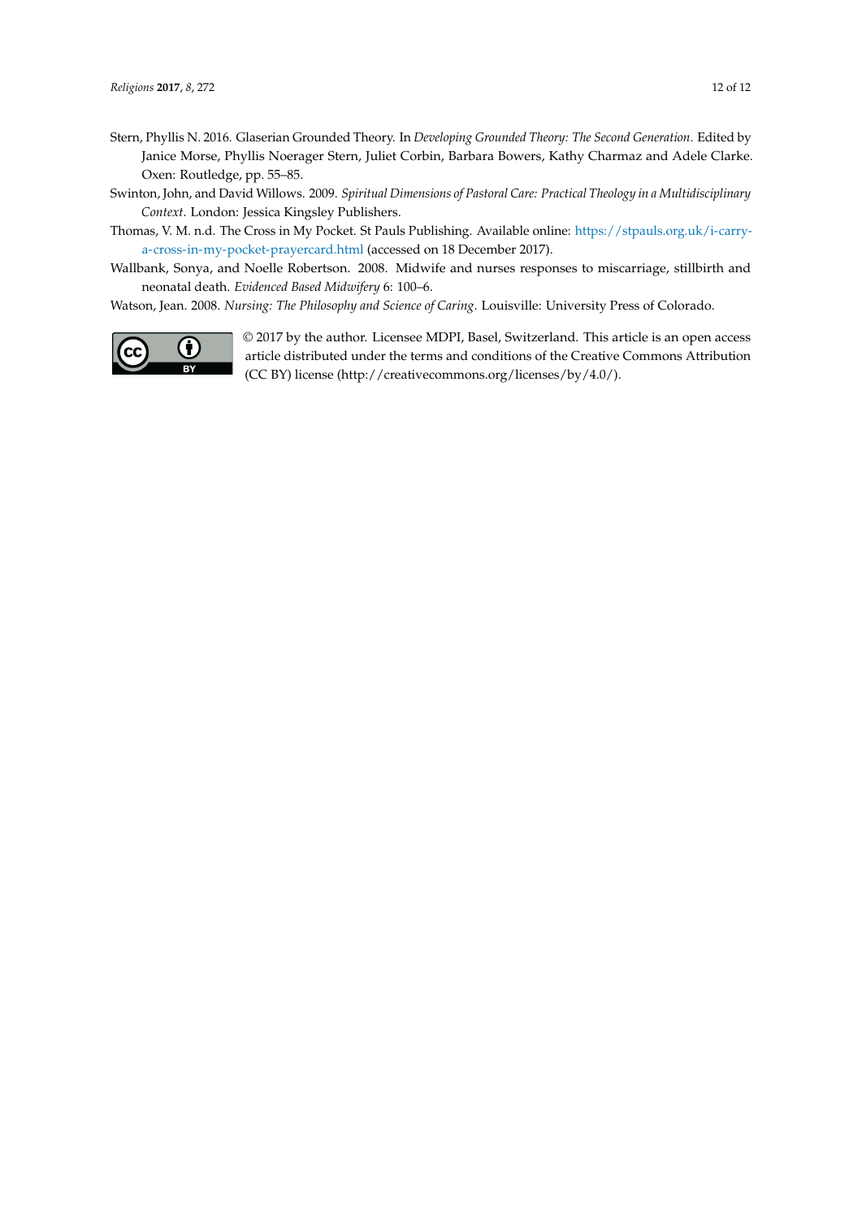Stern, Phyllis N. 2016. Glaserian Grounded Theory. In *Developing Grounded Theory: The Second Generation*. Edited by Janice Morse, Phyllis Noerager Stern, Juliet Corbin, Barbara Bowers, Kathy Charmaz and Adele Clarke. Oxen: Routledge, pp. 55–85.

Swinton, John, and David Willows. 2009. *Spiritual Dimensions of Pastoral Care: Practical Theology in a Multidisciplinary Context*. London: Jessica Kingsley Publishers.

Thomas, V. M. n.d. The Cross in My Pocket. St Pauls Publishing. Available online: https://stpauls.org.uk/i-carry-a-cross-in-my-pocket-prayercard.html (accessed on 18 December 2017).

Wallbank, Sonya, and Noelle Robertson. 2008. Midwife and nurses responses to miscarriage, stillbirth and neonatal death. *Evidenced Based Midwifery* 6: 100–6.

Watson, Jean. 2008. *Nursing: The Philosophy and Science of Caring*. Louisville: University Press of Colorado.

© 2017 by the author. Licensee MDPI, Basel, Switzerland. This article is an open access article distributed under the terms and conditions of the Creative Commons Attribution (CC BY) license (http://creativecommons.org/licenses/by/4.0/).